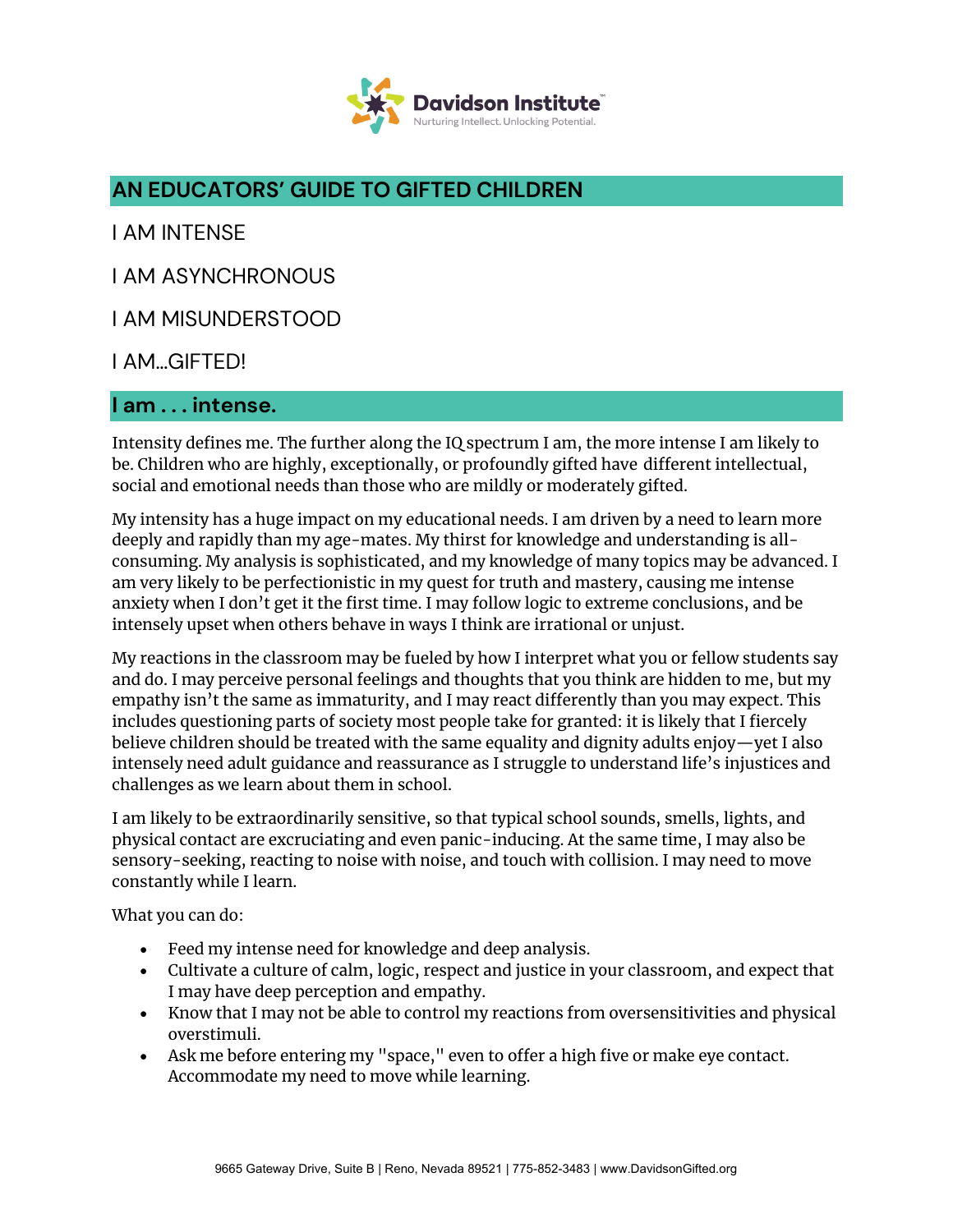## AN EDUCATORS' GUIDE TO GIFTED CHILDREN

I AM INTENSE

I AM ASYNCHRONOUS

I AM MISUNDERSTOOD

I AM...GIFTED!

## I am . . . intense.

Intensity defines me. The further along the IQ spectrum I am, the more intense I am likely to be. Children who are highly, exceptionally, or profoundly gifted have different intellectual, social and emotional needs than those who are mildly or moderately gifted.

My intensity has a huge impact on my educational needs. I am driven by a need to learn more deeply and rapidly than my age-mates. My thirst for knowledge and understanding is all-consuming. My analysis is sophisticated, and my knowledge of many topics may be advanced. I am very likely to be perfectionistic in my quest for truth and mastery, causing me intense anxiety when I don't get it the first time. I may follow logic to extreme conclusions, and be intensely upset when others behave in ways I think are irrational or unjust.

My reactions in the classroom may be fueled by how I interpret what you or fellow students say and do. I may perceive personal feelings and thoughts that you think are hidden to me, but my empathy isn't the same as immaturity, and I may react differently than you may expect. This includes questioning parts of society most people take for granted: it is likely that I fiercely believe children should be treated with the same equality and dignity adults enjoy—yet I also intensely need adult guidance and reassurance as I struggle to understand life's injustices and challenges as we learn about them in school.

I am likely to be extraordinarily sensitive, so that typical school sounds, smells, lights, and physical contact are excruciating and even panic-inducing. At the same time, I may also be sensory-seeking, reacting to noise with noise, and touch with collision. I may need to move constantly while I learn.

What you can do:

- Feed my intense need for knowledge and deep analysis.
- Cultivate a culture of calm, logic, respect and justice in your classroom, and expect that I may have deep perception and empathy.
- Know that I may not be able to control my reactions from oversensitivities and physical overstimuli.
- Ask me before entering my "space," even to offer a high five or make eye contact. Accommodate my need to move while learning.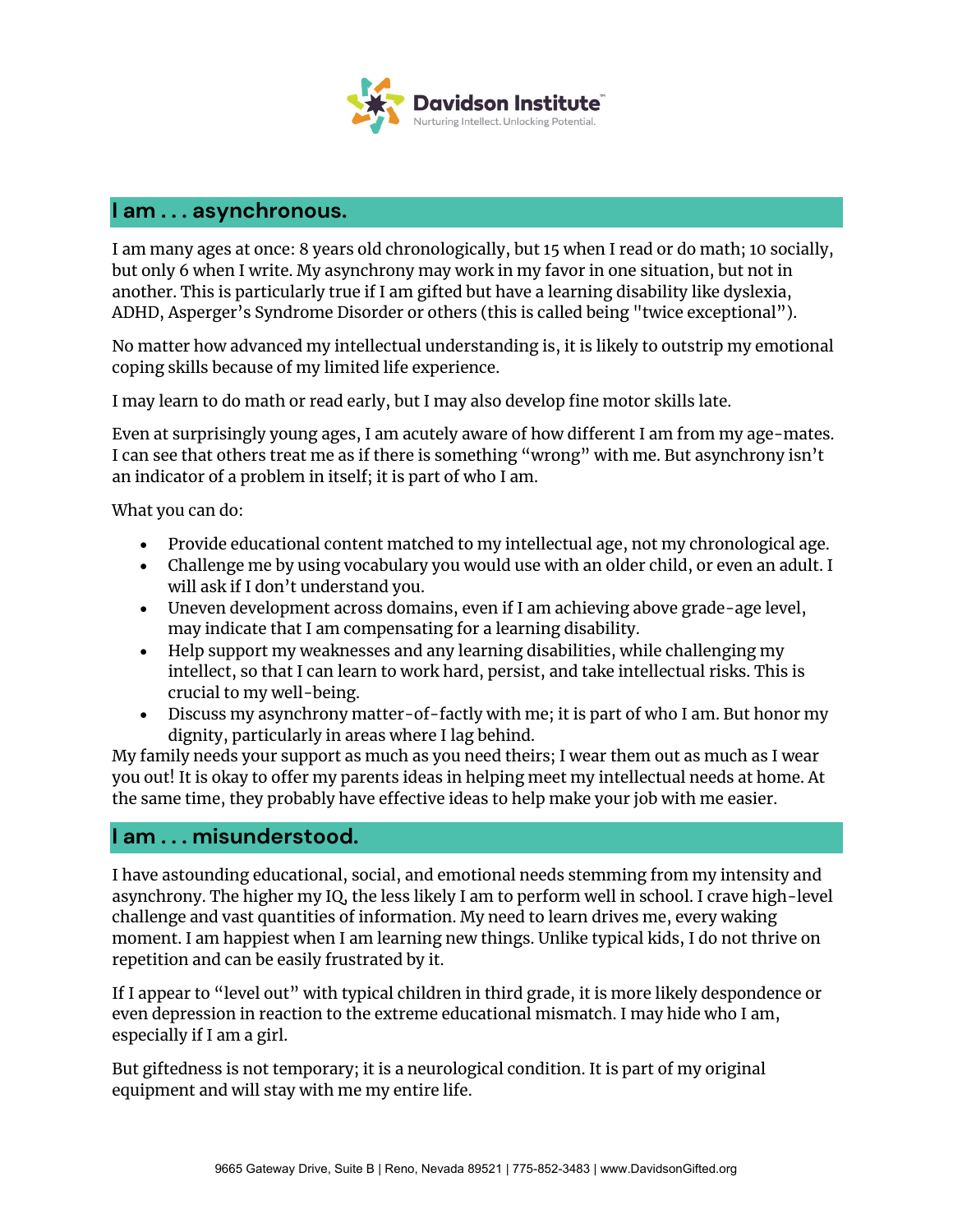## I am . . . asynchronous.

I am many ages at once: 8 years old chronologically, but 15 when I read or do math; 10 socially, but only 6 when I write. My asynchrony may work in my favor in one situation, but not in another. This is particularly true if I am gifted but have a learning disability like dyslexia, ADHD, Asperger's Syndrome Disorder or others (this is called being "twice exceptional").

No matter how advanced my intellectual understanding is, it is likely to outstrip my emotional coping skills because of my limited life experience.

I may learn to do math or read early, but I may also develop fine motor skills late.

Even at surprisingly young ages, I am acutely aware of how different I am from my age-mates. I can see that others treat me as if there is something "wrong" with me. But asynchrony isn't an indicator of a problem in itself; it is part of who I am.

What you can do:

- Provide educational content matched to my intellectual age, not my chronological age.
- Challenge me by using vocabulary you would use with an older child, or even an adult. I will ask if I don't understand you.
- Uneven development across domains, even if I am achieving above grade-age level, may indicate that I am compensating for a learning disability.
- Help support my weaknesses and any learning disabilities, while challenging my intellect, so that I can learn to work hard, persist, and take intellectual risks. This is crucial to my well-being.
- Discuss my asynchrony matter-of-factly with me; it is part of who I am. But honor my dignity, particularly in areas where I lag behind.

My family needs your support as much as you need theirs; I wear them out as much as I wear you out! It is okay to offer my parents ideas in helping meet my intellectual needs at home. At the same time, they probably have effective ideas to help make your job with me easier.

## I am . . . misunderstood.

I have astounding educational, social, and emotional needs stemming from my intensity and asynchrony. The higher my IQ, the less likely I am to perform well in school. I crave high-level challenge and vast quantities of information. My need to learn drives me, every waking moment. I am happiest when I am learning new things. Unlike typical kids, I do not thrive on repetition and can be easily frustrated by it.

If I appear to "level out" with typical children in third grade, it is more likely despondence or even depression in reaction to the extreme educational mismatch. I may hide who I am, especially if I am a girl.

But giftedness is not temporary; it is a neurological condition. It is part of my original equipment and will stay with me my entire life.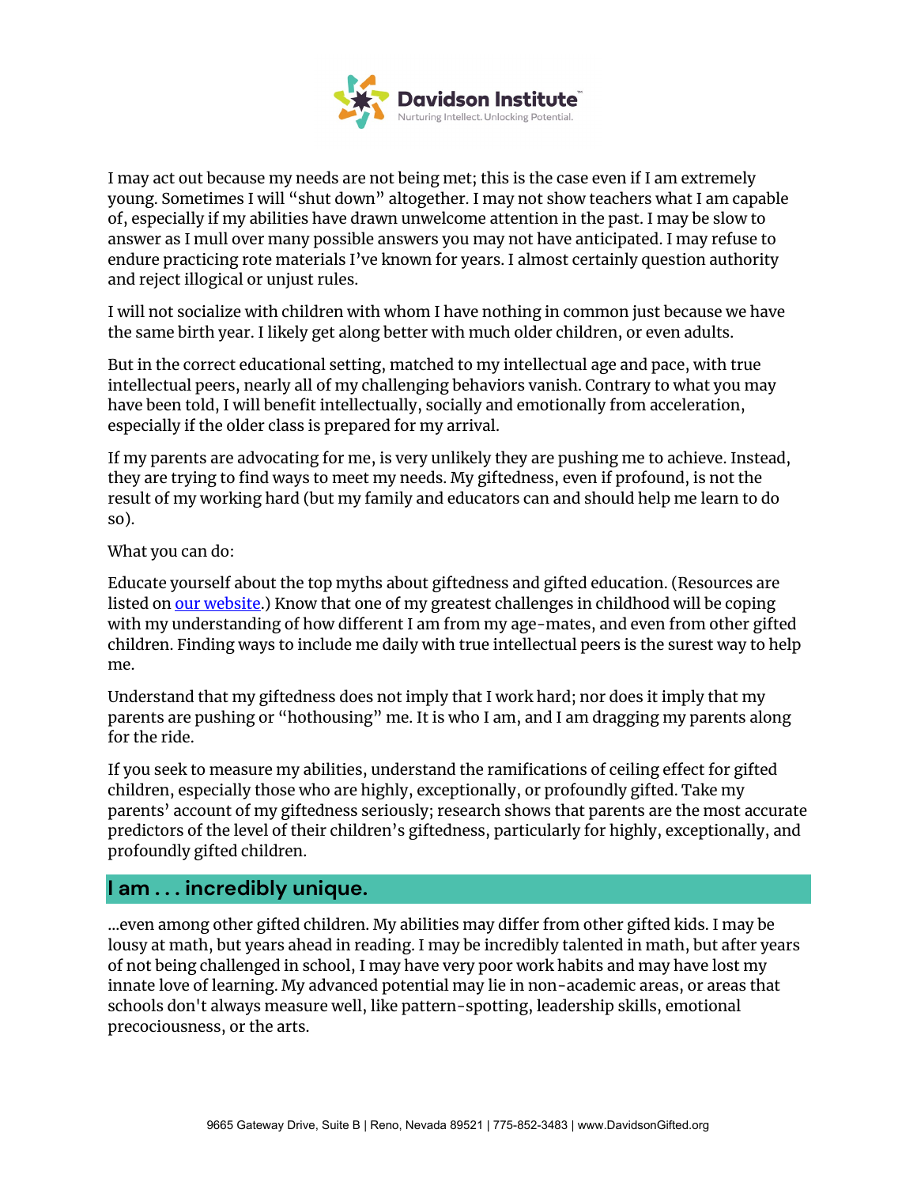I may act out because my needs are not being met; this is the case even if I am extremely young. Sometimes I will "shut down" altogether. I may not show teachers what I am capable of, especially if my abilities have drawn unwelcome attention in the past. I may be slow to answer as I mull over many possible answers you may not have anticipated. I may refuse to endure practicing rote materials I've known for years. I almost certainly question authority and reject illogical or unjust rules.

I will not socialize with children with whom I have nothing in common just because we have the same birth year. I likely get along better with much older children, or even adults.

But in the correct educational setting, matched to my intellectual age and pace, with true intellectual peers, nearly all of my challenging behaviors vanish. Contrary to what you may have been told, I will benefit intellectually, socially and emotionally from acceleration, especially if the older class is prepared for my arrival.

If my parents are advocating for me, is very unlikely they are pushing me to achieve. Instead, they are trying to find ways to meet my needs. My giftedness, even if profound, is not the result of my working hard (but my family and educators can and should help me learn to do so).

What you can do:

Educate yourself about the top myths about giftedness and gifted education. (Resources are listed on [our website](our website).) Know that one of my greatest challenges in childhood will be coping with my understanding of how different I am from my age-mates, and even from other gifted children. Finding ways to include me daily with true intellectual peers is the surest way to help me.

Understand that my giftedness does not imply that I work hard; nor does it imply that my parents are pushing or "hothousing" me. It is who I am, and I am dragging my parents along for the ride.

If you seek to measure my abilities, understand the ramifications of ceiling effect for gifted children, especially those who are highly, exceptionally, or profoundly gifted. Take my parents' account of my giftedness seriously; research shows that parents are the most accurate predictors of the level of their children's giftedness, particularly for highly, exceptionally, and profoundly gifted children.

## I am . . . incredibly unique.

...even among other gifted children. My abilities may differ from other gifted kids. I may be lousy at math, but years ahead in reading. I may be incredibly talented in math, but after years of not being challenged in school, I may have very poor work habits and may have lost my innate love of learning. My advanced potential may lie in non-academic areas, or areas that schools don't always measure well, like pattern-spotting, leadership skills, emotional precociousness, or the arts.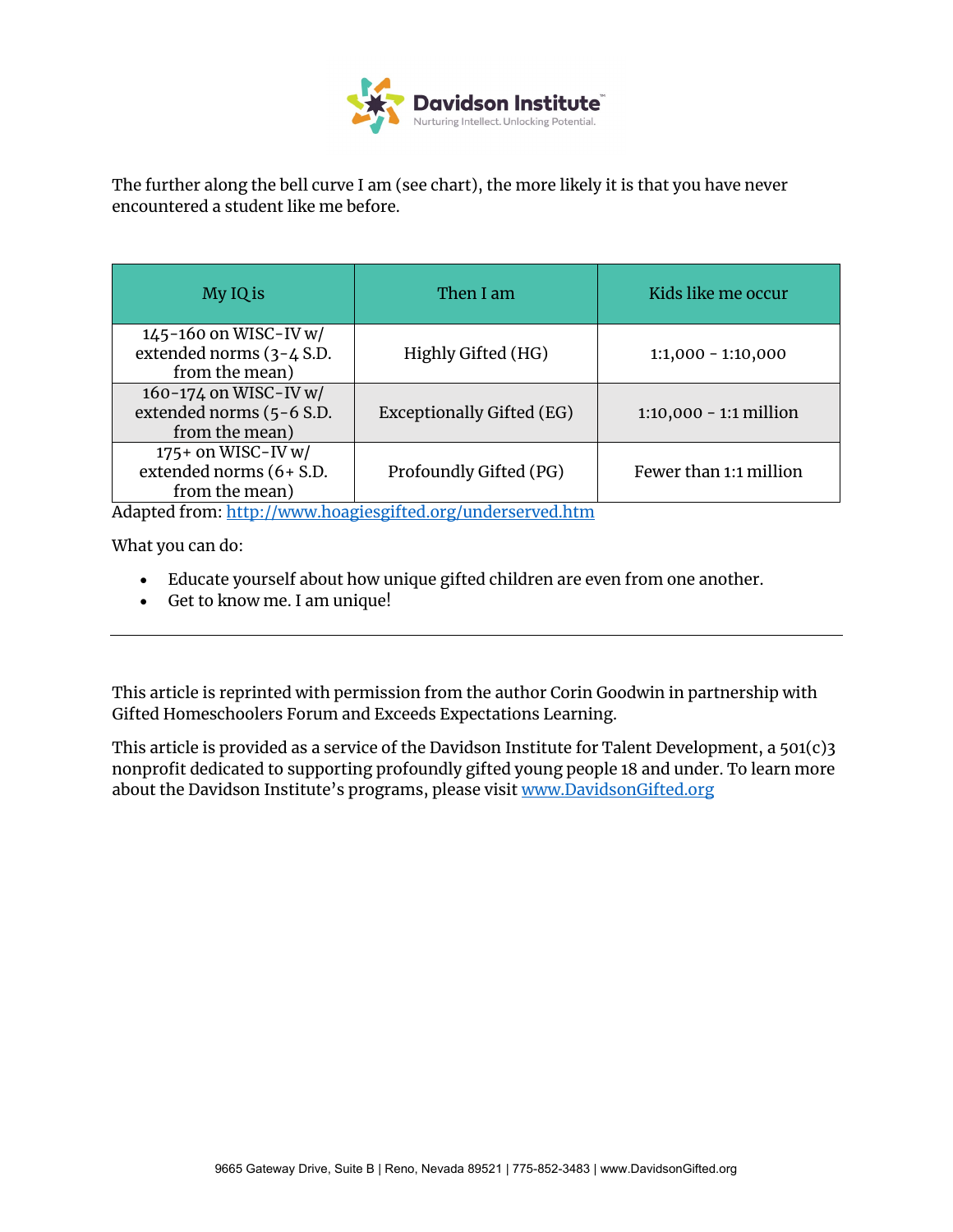The further along the bell curve I am (see chart), the more likely it is that you have never encountered a student like me before.

| My IQ is | Then I am | Kids like me occur |
| --- | --- | --- |
| 145-160 on WISC-IV w/ extended norms (3-4 S.D. from the mean) | Highly Gifted (HG) | 1:1,000 - 1:10,000 |
| 160-174 on WISC-IV w/ extended norms (5-6 S.D. from the mean) | Exceptionally Gifted (EG) | 1:10,000 - 1:1 million |
| 175+ on WISC-IV w/ extended norms (6+ S.D. from the mean) | Profoundly Gifted (PG) | Fewer than 1:1 million |

Adapted from: http://www.hoagiesgifted.org/underserved.htm

What you can do:

- Educate yourself about how unique gifted children are even from one another.
- Get to know me. I am unique!

---

This article is reprinted with permission from the author Corin Goodwin in partnership with Gifted Homeschoolers Forum and Exceeds Expectations Learning.

This article is provided as a service of the Davidson Institute for Talent Development, a 501(c)3 nonprofit dedicated to supporting profoundly gifted young people 18 and under. To learn more about the Davidson Institute's programs, please visit www.DavidsonGifted.org